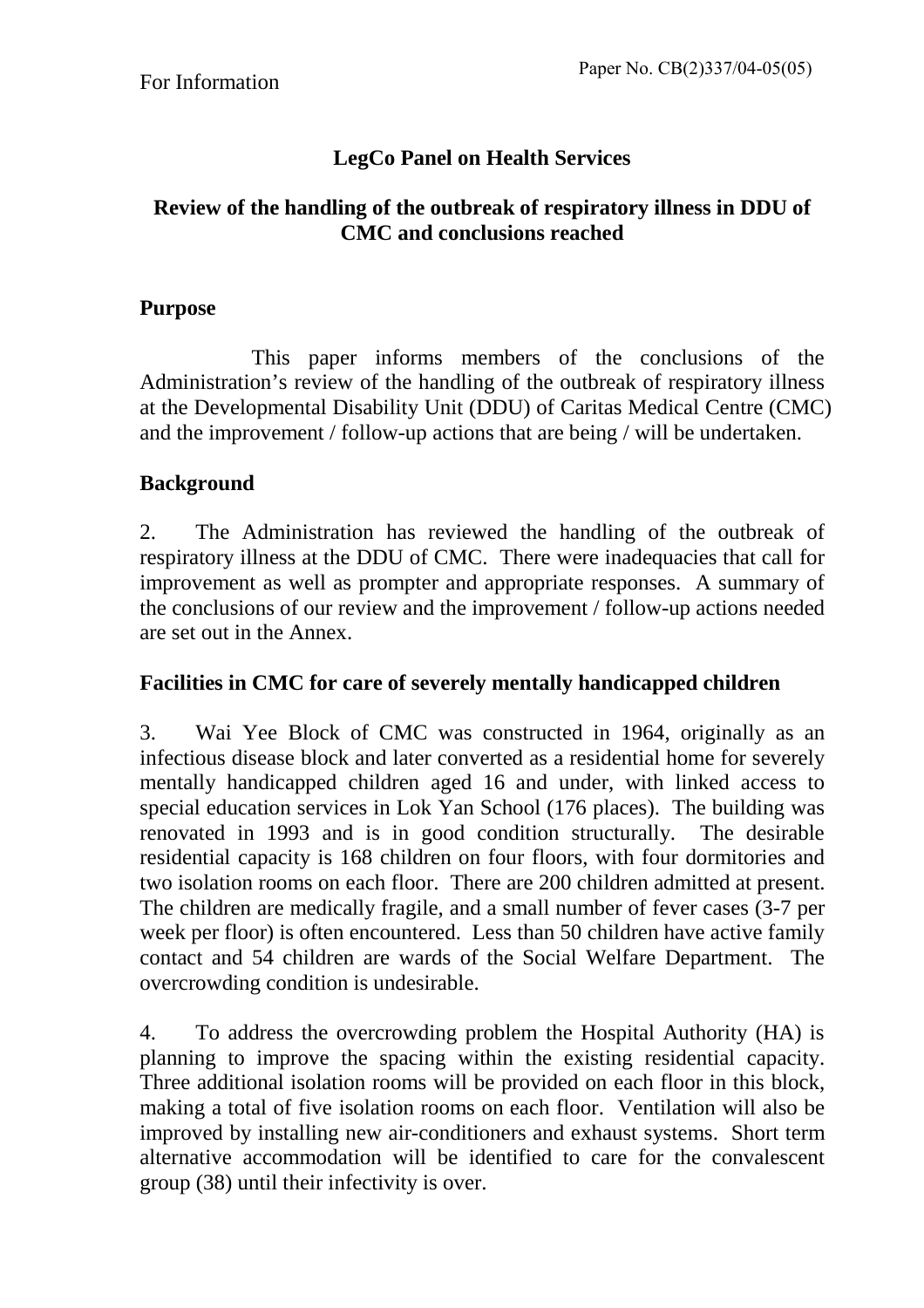For Information

Paper No. CB(2)337/04-05(05)

# LegCo Panel on Health Services

## Review of the handling of the outbreak of respiratory illness in DDU of CMC and conclusions reached

### Purpose

This paper informs members of the conclusions of the Administration's review of the handling of the outbreak of respiratory illness at the Developmental Disability Unit (DDU) of Caritas Medical Centre (CMC) and the improvement / follow-up actions that are being / will be undertaken.

### Background

2. The Administration has reviewed the handling of the outbreak of respiratory illness at the DDU of CMC. There were inadequacies that call for improvement as well as prompter and appropriate responses. A summary of the conclusions of our review and the improvement / follow-up actions needed are set out in the Annex.

### Facilities in CMC for care of severely mentally handicapped children

3. Wai Yee Block of CMC was constructed in 1964, originally as an infectious disease block and later converted as a residential home for severely mentally handicapped children aged 16 and under, with linked access to special education services in Lok Yan School (176 places). The building was renovated in 1993 and is in good condition structurally. The desirable residential capacity is 168 children on four floors, with four dormitories and two isolation rooms on each floor. There are 200 children admitted at present. The children are medically fragile, and a small number of fever cases (3-7 per week per floor) is often encountered. Less than 50 children have active family contact and 54 children are wards of the Social Welfare Department. The overcrowding condition is undesirable.

4. To address the overcrowding problem the Hospital Authority (HA) is planning to improve the spacing within the existing residential capacity. Three additional isolation rooms will be provided on each floor in this block, making a total of five isolation rooms on each floor. Ventilation will also be improved by installing new air-conditioners and exhaust systems. Short term alternative accommodation will be identified to care for the convalescent group (38) until their infectivity is over.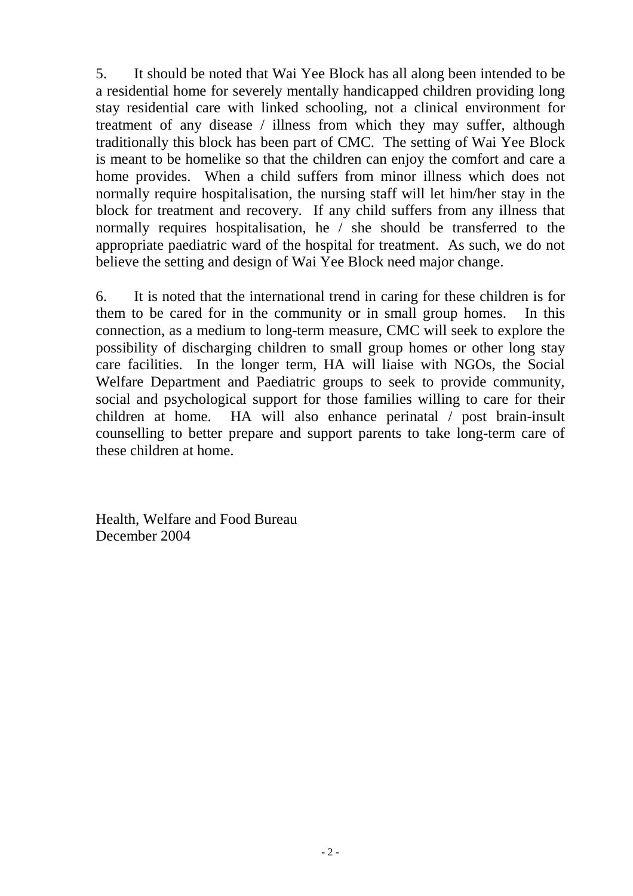5. It should be noted that Wai Yee Block has all along been intended to be a residential home for severely mentally handicapped children providing long stay residential care with linked schooling, not a clinical environment for treatment of any disease / illness from which they may suffer, although traditionally this block has been part of CMC. The setting of Wai Yee Block is meant to be homelike so that the children can enjoy the comfort and care a home provides. When a child suffers from minor illness which does not normally require hospitalisation, the nursing staff will let him/her stay in the block for treatment and recovery. If any child suffers from any illness that normally requires hospitalisation, he / she should be transferred to the appropriate paediatric ward of the hospital for treatment. As such, we do not believe the setting and design of Wai Yee Block need major change.

6. It is noted that the international trend in caring for these children is for them to be cared for in the community or in small group homes. In this connection, as a medium to long-term measure, CMC will seek to explore the possibility of discharging children to small group homes or other long stay care facilities. In the longer term, HA will liaise with NGOs, the Social Welfare Department and Paediatric groups to seek to provide community, social and psychological support for those families willing to care for their children at home. HA will also enhance perinatal / post brain-insult counselling to better prepare and support parents to take long-term care of these children at home.

Health, Welfare and Food Bureau
December 2004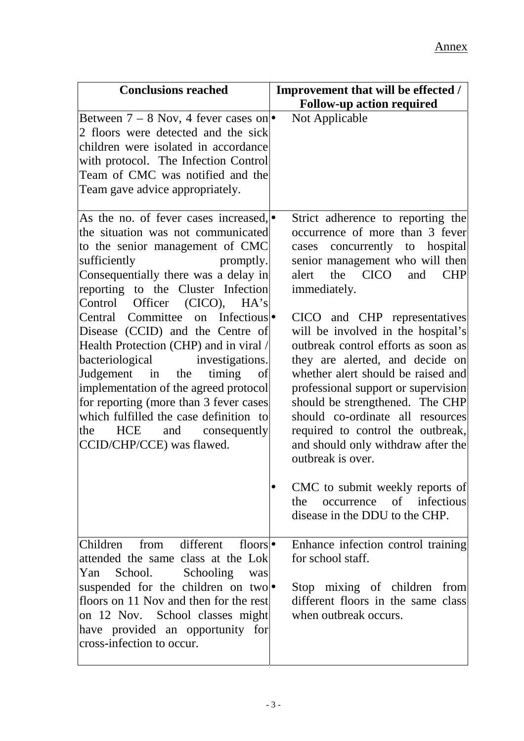Annex

| Conclusions reached | Improvement that will be effected / Follow-up action required |
|---|---|
| Between 7 – 8 Nov, 4 fever cases on 2 floors were detected and the sick children were isolated in accordance with protocol. The Infection Control Team of CMC was notified and the Team gave advice appropriately. | • Not Applicable |
| As the no. of fever cases increased, the situation was not communicated to the senior management of CMC sufficiently promptly. Consequentially there was a delay in reporting to the Cluster Infection Control Officer (CICO), HA's Central Committee on Infectious Disease (CCID) and the Centre of Health Protection (CHP) and in viral / bacteriological investigations. Judgement in the timing of implementation of the agreed protocol for reporting (more than 3 fever cases which fulfilled the case definition to the HCE and consequently CCID/CHP/CCE) was flawed. | • Strict adherence to reporting the occurrence of more than 3 fever cases concurrently to hospital senior management who will then alert the CICO and CHP immediately.<br><br>• CICO and CHP representatives will be involved in the hospital's outbreak control efforts as soon as they are alerted, and decide on whether alert should be raised and professional support or supervision should be strengthened. The CHP should co-ordinate all resources required to control the outbreak, and should only withdraw after the outbreak is over.<br><br>• CMC to submit weekly reports of the occurrence of infectious disease in the DDU to the CHP. |
| Children from different floors attended the same class at the Lok Yan School. Schooling was suspended for the children on two floors on 11 Nov and then for the rest on 12 Nov. School classes might have provided an opportunity for cross-infection to occur. | • Enhance infection control training for school staff.<br><br>• Stop mixing of children from different floors in the same class when outbreak occurs. |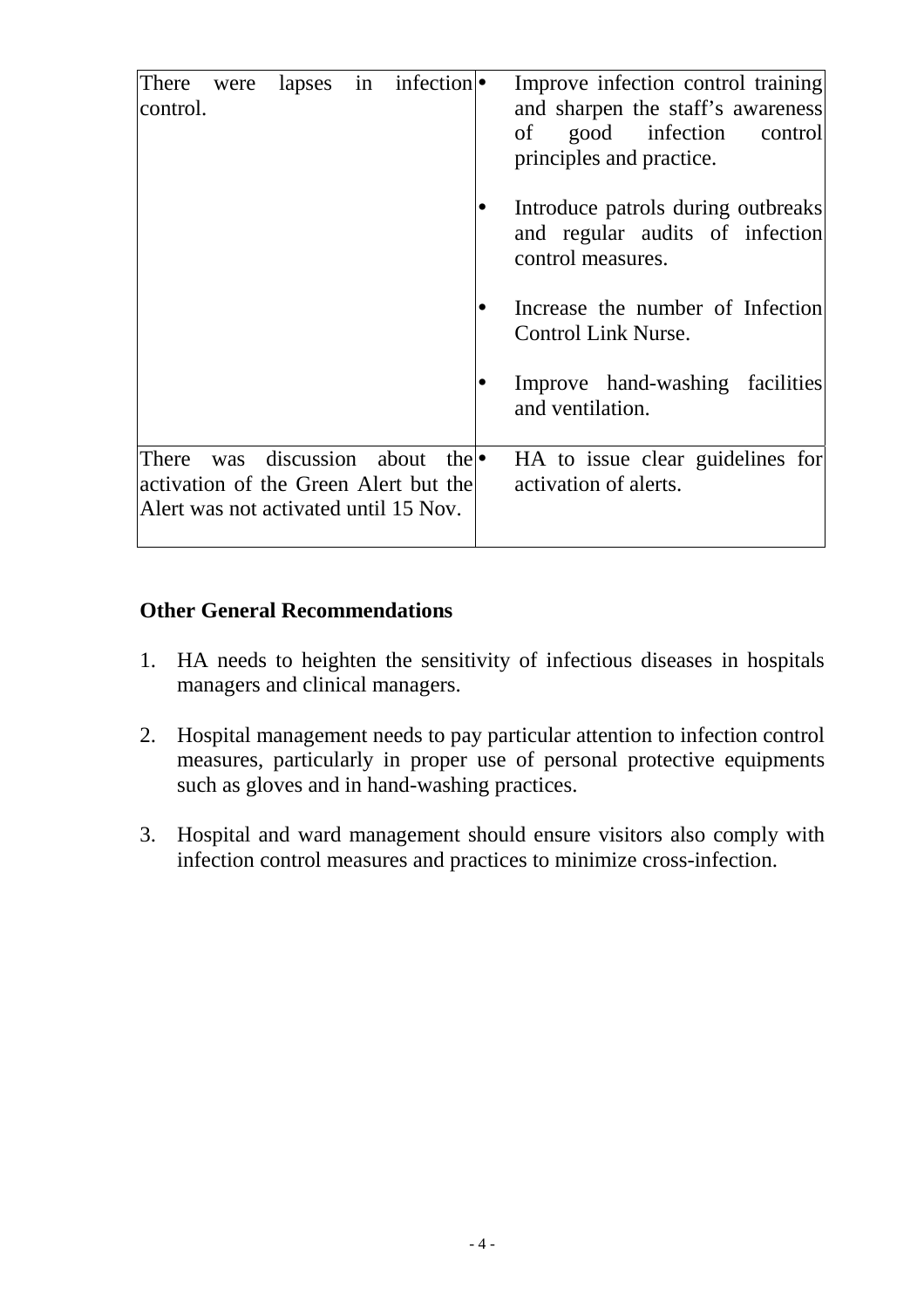| | |
|---|---|
| There were lapses in infection control. | • Improve infection control training and sharpen the staff's awareness of good infection control principles and practice.<br><br>• Introduce patrols during outbreaks and regular audits of infection control measures.<br><br>• Increase the number of Infection Control Link Nurse.<br><br>• Improve hand-washing facilities and ventilation. |
| There was discussion about the activation of the Green Alert but the Alert was not activated until 15 Nov. | • HA to issue clear guidelines for activation of alerts. |

**Other General Recommendations**

1. HA needs to heighten the sensitivity of infectious diseases in hospitals managers and clinical managers.

2. Hospital management needs to pay particular attention to infection control measures, particularly in proper use of personal protective equipments such as gloves and in hand-washing practices.

3. Hospital and ward management should ensure visitors also comply with infection control measures and practices to minimize cross-infection.